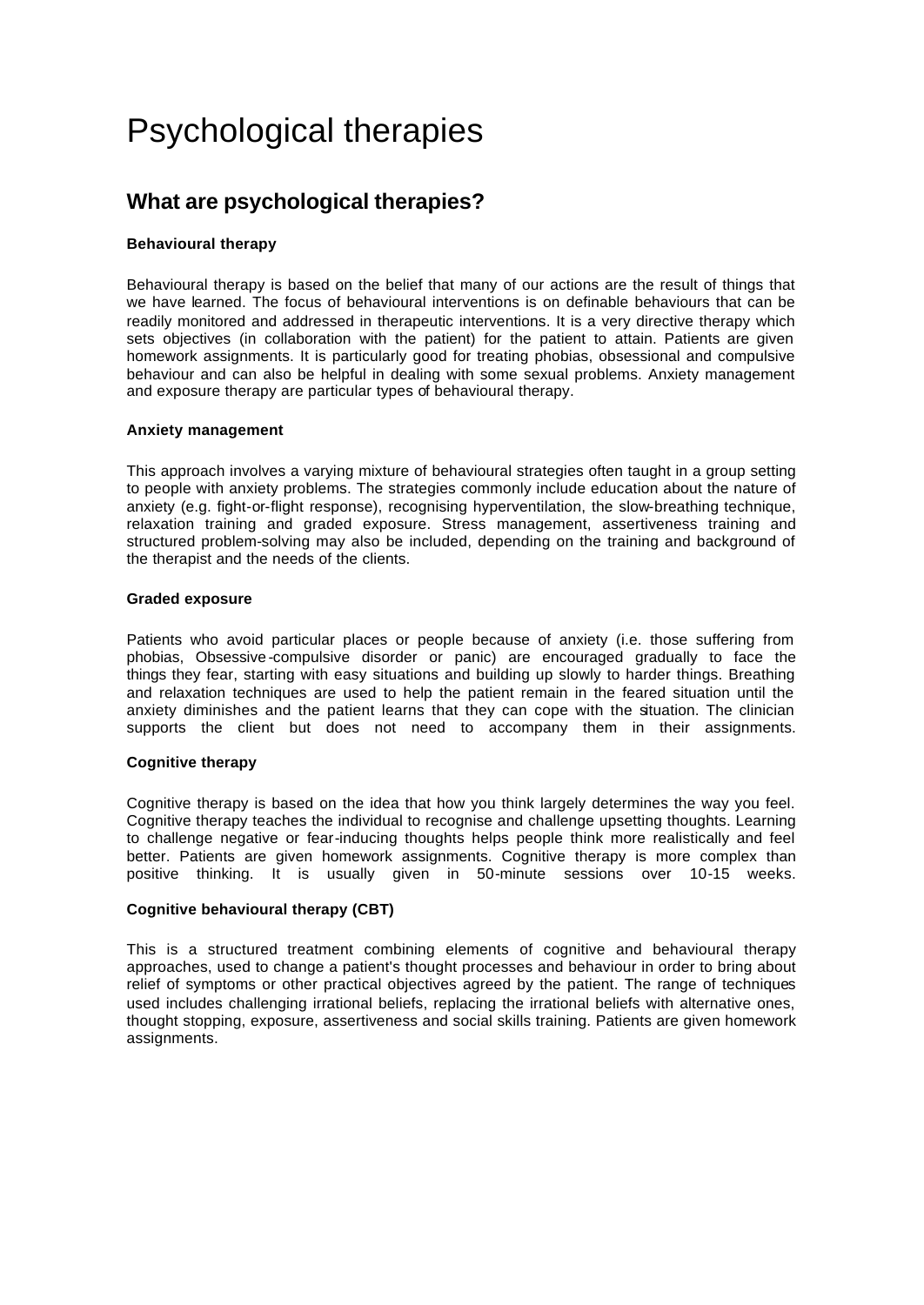# Psychological therapies

## What are psychological therapies?

### Behavioural therapy

Behavioural therapy is based on the belief that many of our actions are the result of things that we have learned. The focus of behavioural interventions is on definable behaviours that can be readily monitored and addressed in therapeutic interventions. It is a very directive therapy which sets objectives (in collaboration with the patient) for the patient to attain. Patients are given homework assignments. It is particularly good for treating phobias, obsessional and compulsive behaviour and can also be helpful in dealing with some sexual problems. Anxiety management and exposure therapy are particular types of behavioural therapy.

### Anxiety management

This approach involves a varying mixture of behavioural strategies often taught in a group setting to people with anxiety problems. The strategies commonly include education about the nature of anxiety (e.g. fight-or-flight response), recognising hyperventilation, the slow-breathing technique, relaxation training and graded exposure. Stress management, assertiveness training and structured problem-solving may also be included, depending on the training and background of the therapist and the needs of the clients.

### Graded exposure

Patients who avoid particular places or people because of anxiety (i.e. those suffering from phobias, Obsessive-compulsive disorder or panic) are encouraged gradually to face the things they fear, starting with easy situations and building up slowly to harder things. Breathing and relaxation techniques are used to help the patient remain in the feared situation until the anxiety diminishes and the patient learns that they can cope with the situation. The clinician supports the client but does not need to accompany them in their assignments.

### Cognitive therapy

Cognitive therapy is based on the idea that how you think largely determines the way you feel. Cognitive therapy teaches the individual to recognise and challenge upsetting thoughts. Learning to challenge negative or fear-inducing thoughts helps people think more realistically and feel better. Patients are given homework assignments. Cognitive therapy is more complex than positive thinking. It is usually given in 50-minute sessions over 10-15 weeks.

### Cognitive behavioural therapy (CBT)

This is a structured treatment combining elements of cognitive and behavioural therapy approaches, used to change a patient's thought processes and behaviour in order to bring about relief of symptoms or other practical objectives agreed by the patient. The range of techniques used includes challenging irrational beliefs, replacing the irrational beliefs with alternative ones, thought stopping, exposure, assertiveness and social skills training. Patients are given homework assignments.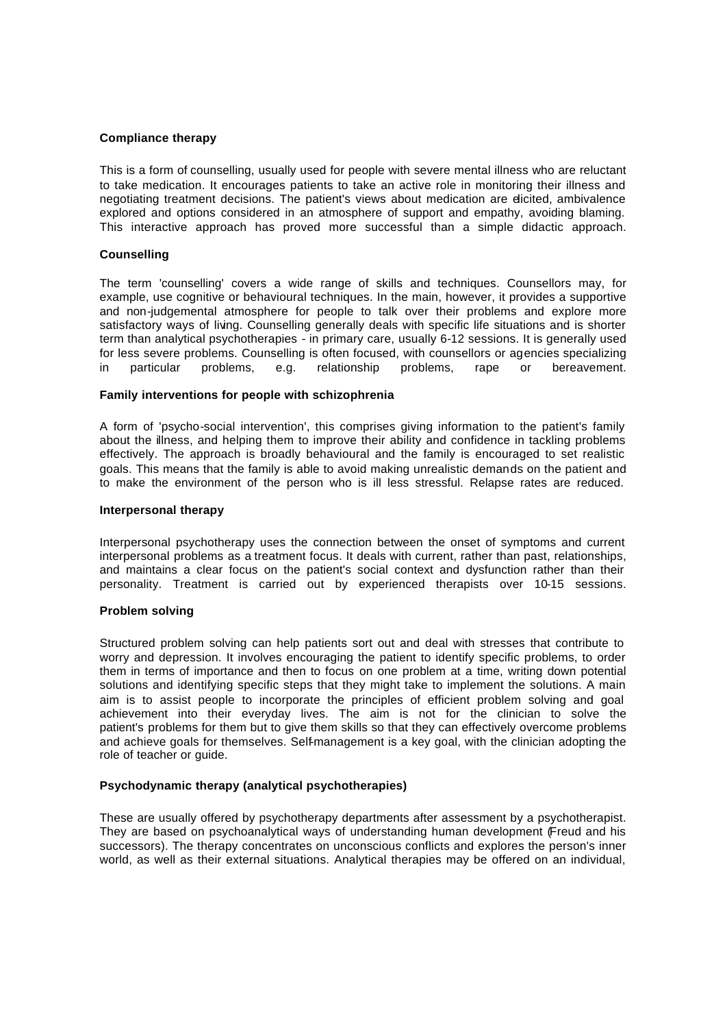**Compliance therapy**

This is a form of counselling, usually used for people with severe mental illness who are reluctant to take medication. It encourages patients to take an active role in monitoring their illness and negotiating treatment decisions. The patient's views about medication are elicited, ambivalence explored and options considered in an atmosphere of support and empathy, avoiding blaming. This interactive approach has proved more successful than a simple didactic approach.

**Counselling**

The term 'counselling' covers a wide range of skills and techniques. Counsellors may, for example, use cognitive or behavioural techniques. In the main, however, it provides a supportive and non-judgemental atmosphere for people to talk over their problems and explore more satisfactory ways of living. Counselling generally deals with specific life situations and is shorter term than analytical psychotherapies - in primary care, usually 6-12 sessions. It is generally used for less severe problems. Counselling is often focused, with counsellors or agencies specializing in particular problems, e.g. relationship problems, rape or bereavement.

**Family interventions for people with schizophrenia**

A form of 'psycho-social intervention', this comprises giving information to the patient's family about the illness, and helping them to improve their ability and confidence in tackling problems effectively. The approach is broadly behavioural and the family is encouraged to set realistic goals. This means that the family is able to avoid making unrealistic demands on the patient and to make the environment of the person who is ill less stressful. Relapse rates are reduced.

**Interpersonal therapy**

Interpersonal psychotherapy uses the connection between the onset of symptoms and current interpersonal problems as a treatment focus. It deals with current, rather than past, relationships, and maintains a clear focus on the patient's social context and dysfunction rather than their personality. Treatment is carried out by experienced therapists over 10-15 sessions.

**Problem solving**

Structured problem solving can help patients sort out and deal with stresses that contribute to worry and depression. It involves encouraging the patient to identify specific problems, to order them in terms of importance and then to focus on one problem at a time, writing down potential solutions and identifying specific steps that they might take to implement the solutions. A main aim is to assist people to incorporate the principles of efficient problem solving and goal achievement into their everyday lives. The aim is not for the clinician to solve the patient's problems for them but to give them skills so that they can effectively overcome problems and achieve goals for themselves. Self-management is a key goal, with the clinician adopting the role of teacher or guide.

**Psychodynamic therapy (analytical psychotherapies)**

These are usually offered by psychotherapy departments after assessment by a psychotherapist. They are based on psychoanalytical ways of understanding human development (Freud and his successors). The therapy concentrates on unconscious conflicts and explores the person's inner world, as well as their external situations. Analytical therapies may be offered on an individual,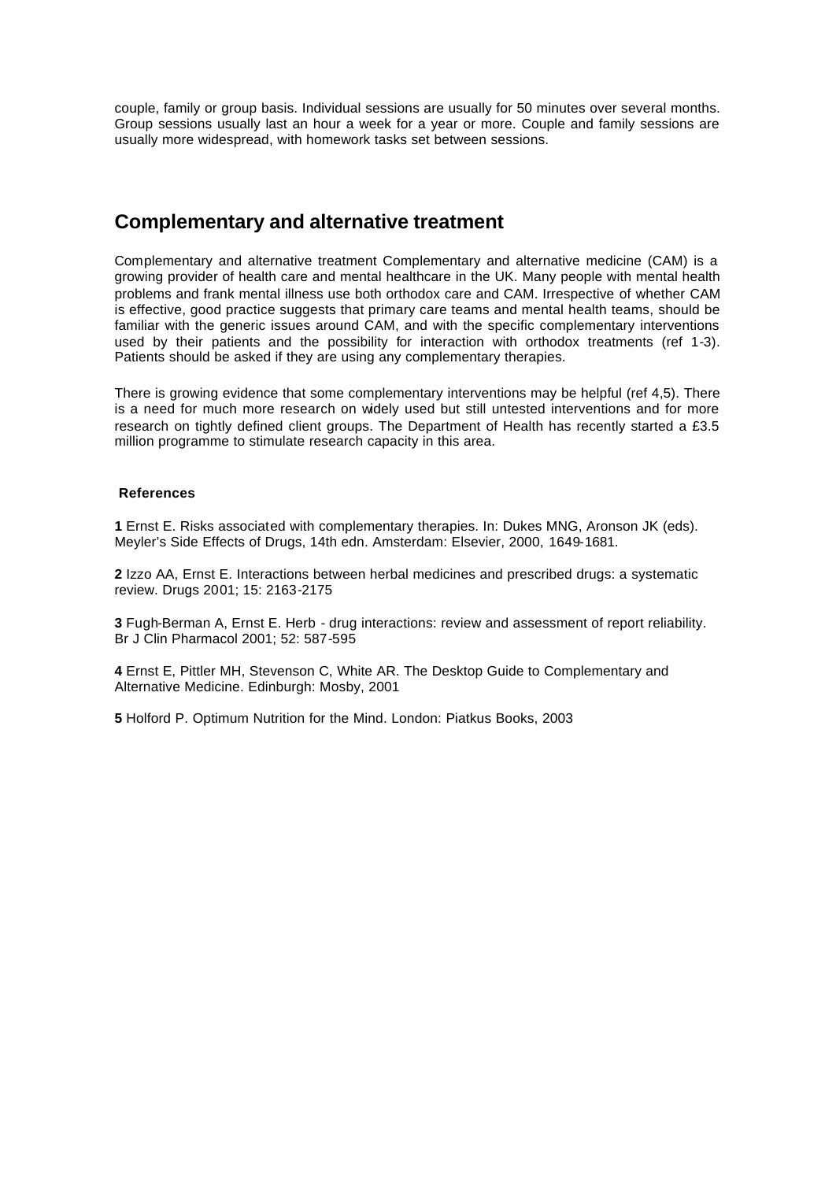couple, family or group basis. Individual sessions are usually for 50 minutes over several months. Group sessions usually last an hour a week for a year or more. Couple and family sessions are usually more widespread, with homework tasks set between sessions.

## Complementary and alternative treatment

Complementary and alternative treatment Complementary and alternative medicine (CAM) is a growing provider of health care and mental healthcare in the UK. Many people with mental health problems and frank mental illness use both orthodox care and CAM. Irrespective of whether CAM is effective, good practice suggests that primary care teams and mental health teams, should be familiar with the generic issues around CAM, and with the specific complementary interventions used by their patients and the possibility for interaction with orthodox treatments (ref 1-3). Patients should be asked if they are using any complementary therapies.

There is growing evidence that some complementary interventions may be helpful (ref 4,5). There is a need for much more research on widely used but still untested interventions and for more research on tightly defined client groups. The Department of Health has recently started a £3.5 million programme to stimulate research capacity in this area.

**References**

**1** Ernst E. Risks associated with complementary therapies. In: Dukes MNG, Aronson JK (eds). Meyler's Side Effects of Drugs, 14th edn. Amsterdam: Elsevier, 2000, 1649-1681.

**2** Izzo AA, Ernst E. Interactions between herbal medicines and prescribed drugs: a systematic review. Drugs 2001; 15: 2163-2175

**3** Fugh-Berman A, Ernst E. Herb - drug interactions: review and assessment of report reliability. Br J Clin Pharmacol 2001; 52: 587-595

**4** Ernst E, Pittler MH, Stevenson C, White AR. The Desktop Guide to Complementary and Alternative Medicine. Edinburgh: Mosby, 2001

**5** Holford P. Optimum Nutrition for the Mind. London: Piatkus Books, 2003